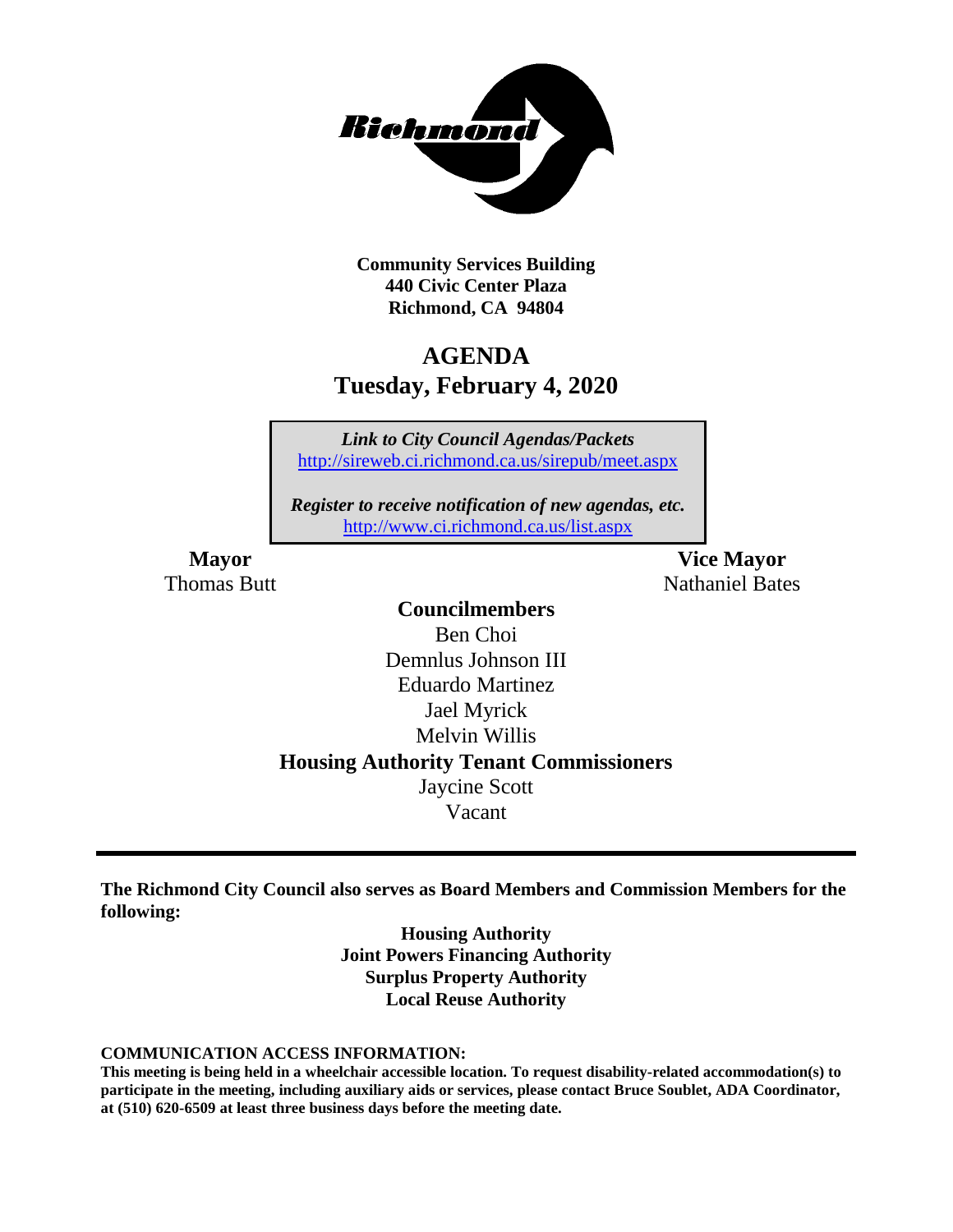**Community Services Building**
**440 Civic Center Plaza**
**Richmond, CA 94804**

# AGENDA
## Tuesday, February 4, 2020

*Link to City Council Agendas/Packets*
http://sireweb.ci.richmond.ca.us/sirepub/meet.aspx

*Register to receive notification of new agendas, etc.*
http://www.ci.richmond.ca.us/list.aspx

**Mayor**
Thomas Butt

**Vice Mayor**
Nathaniel Bates

**Councilmembers**
Ben Choi
Demnlus Johnson III
Eduardo Martinez
Jael Myrick
Melvin Willis

**Housing Authority Tenant Commissioners**
Jaycine Scott
Vacant

---

**The Richmond City Council also serves as Board Members and Commission Members for the following:**

**Housing Authority**
**Joint Powers Financing Authority**
**Surplus Property Authority**
**Local Reuse Authority**

**COMMUNICATION ACCESS INFORMATION:**
**This meeting is being held in a wheelchair accessible location. To request disability-related accommodation(s) to participate in the meeting, including auxiliary aids or services, please contact Bruce Soublet, ADA Coordinator, at (510) 620-6509 at least three business days before the meeting date.**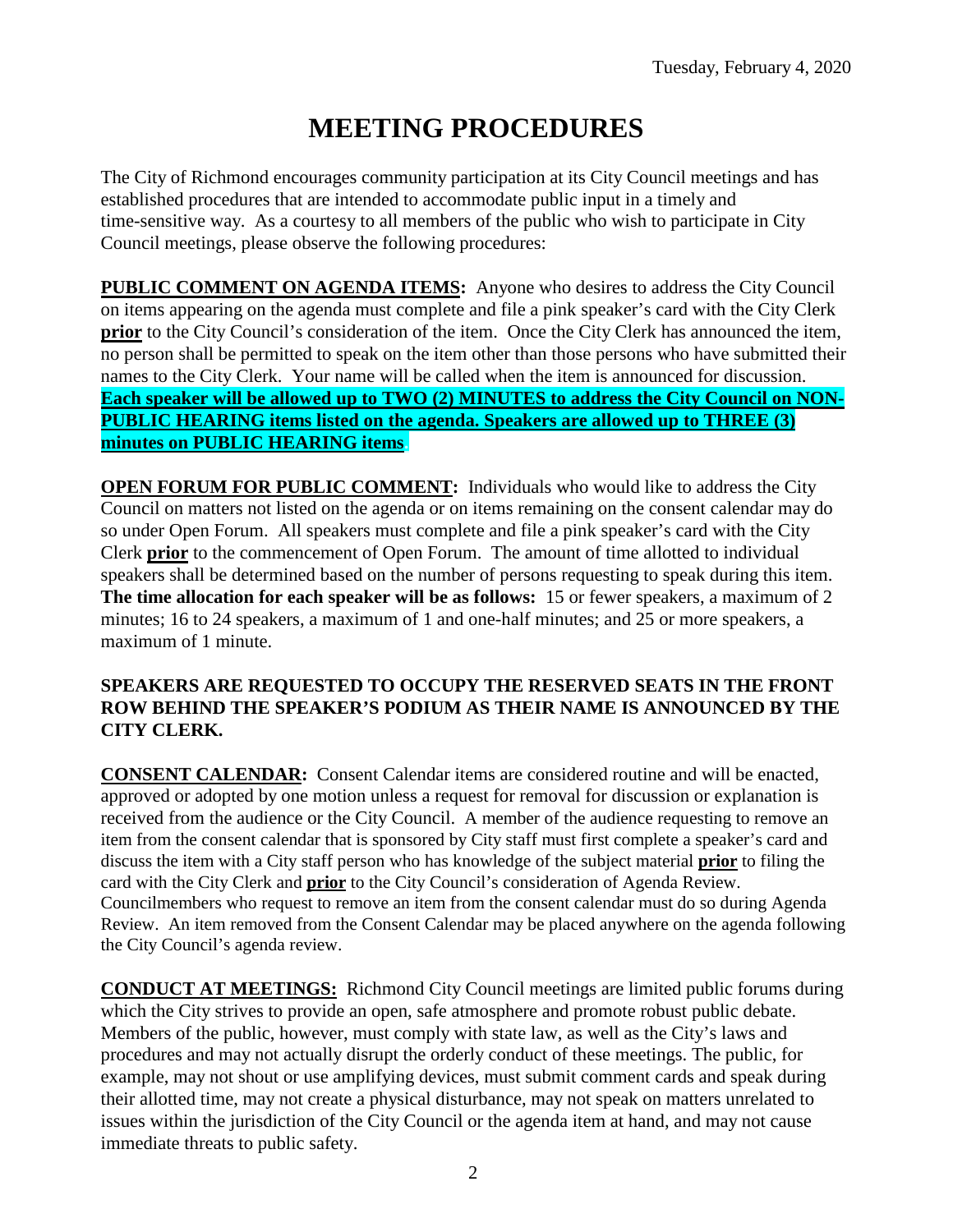# MEETING PROCEDURES

The City of Richmond encourages community participation at its City Council meetings and has established procedures that are intended to accommodate public input in a timely and time-sensitive way. As a courtesy to all members of the public who wish to participate in City Council meetings, please observe the following procedures:

**PUBLIC COMMENT ON AGENDA ITEMS:** Anyone who desires to address the City Council on items appearing on the agenda must complete and file a pink speaker's card with the City Clerk **prior** to the City Council's consideration of the item. Once the City Clerk has announced the item, no person shall be permitted to speak on the item other than those persons who have submitted their names to the City Clerk. Your name will be called when the item is announced for discussion. **Each speaker will be allowed up to TWO (2) MINUTES to address the City Council on NON-PUBLIC HEARING items listed on the agenda. Speakers are allowed up to THREE (3) minutes on PUBLIC HEARING items**.

**OPEN FORUM FOR PUBLIC COMMENT:** Individuals who would like to address the City Council on matters not listed on the agenda or on items remaining on the consent calendar may do so under Open Forum. All speakers must complete and file a pink speaker's card with the City Clerk **prior** to the commencement of Open Forum. The amount of time allotted to individual speakers shall be determined based on the number of persons requesting to speak during this item. **The time allocation for each speaker will be as follows:** 15 or fewer speakers, a maximum of 2 minutes; 16 to 24 speakers, a maximum of 1 and one-half minutes; and 25 or more speakers, a maximum of 1 minute.

**SPEAKERS ARE REQUESTED TO OCCUPY THE RESERVED SEATS IN THE FRONT ROW BEHIND THE SPEAKER'S PODIUM AS THEIR NAME IS ANNOUNCED BY THE CITY CLERK.**

**CONSENT CALENDAR:** Consent Calendar items are considered routine and will be enacted, approved or adopted by one motion unless a request for removal for discussion or explanation is received from the audience or the City Council. A member of the audience requesting to remove an item from the consent calendar that is sponsored by City staff must first complete a speaker's card and discuss the item with a City staff person who has knowledge of the subject material **prior** to filing the card with the City Clerk and **prior** to the City Council's consideration of Agenda Review. Councilmembers who request to remove an item from the consent calendar must do so during Agenda Review. An item removed from the Consent Calendar may be placed anywhere on the agenda following the City Council's agenda review.

**CONDUCT AT MEETINGS:** Richmond City Council meetings are limited public forums during which the City strives to provide an open, safe atmosphere and promote robust public debate. Members of the public, however, must comply with state law, as well as the City's laws and procedures and may not actually disrupt the orderly conduct of these meetings. The public, for example, may not shout or use amplifying devices, must submit comment cards and speak during their allotted time, may not create a physical disturbance, may not speak on matters unrelated to issues within the jurisdiction of the City Council or the agenda item at hand, and may not cause immediate threats to public safety.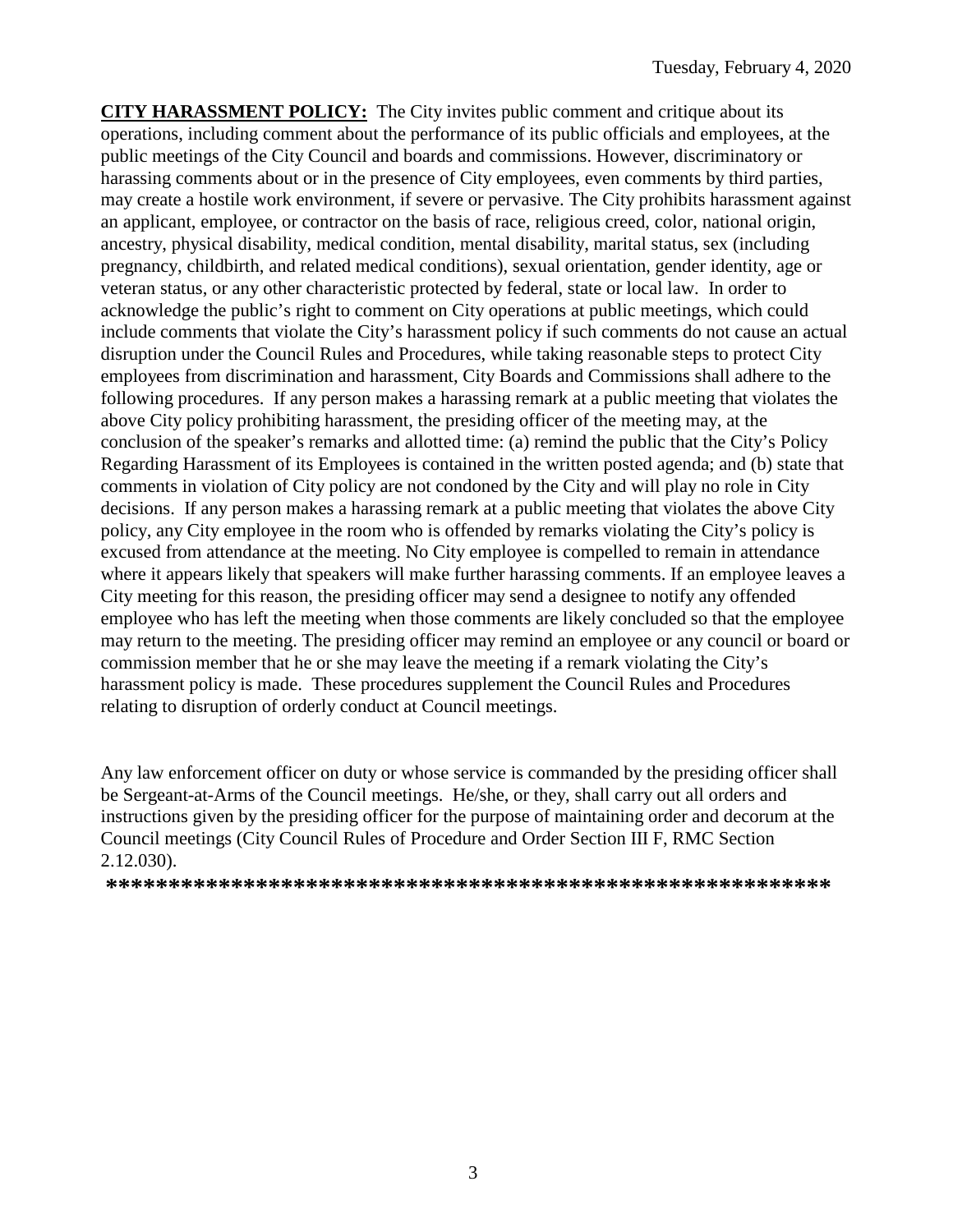**CITY HARASSMENT POLICY:** The City invites public comment and critique about its operations, including comment about the performance of its public officials and employees, at the public meetings of the City Council and boards and commissions. However, discriminatory or harassing comments about or in the presence of City employees, even comments by third parties, may create a hostile work environment, if severe or pervasive. The City prohibits harassment against an applicant, employee, or contractor on the basis of race, religious creed, color, national origin, ancestry, physical disability, medical condition, mental disability, marital status, sex (including pregnancy, childbirth, and related medical conditions), sexual orientation, gender identity, age or veteran status, or any other characteristic protected by federal, state or local law. In order to acknowledge the public's right to comment on City operations at public meetings, which could include comments that violate the City's harassment policy if such comments do not cause an actual disruption under the Council Rules and Procedures, while taking reasonable steps to protect City employees from discrimination and harassment, City Boards and Commissions shall adhere to the following procedures. If any person makes a harassing remark at a public meeting that violates the above City policy prohibiting harassment, the presiding officer of the meeting may, at the conclusion of the speaker's remarks and allotted time: (a) remind the public that the City's Policy Regarding Harassment of its Employees is contained in the written posted agenda; and (b) state that comments in violation of City policy are not condoned by the City and will play no role in City decisions. If any person makes a harassing remark at a public meeting that violates the above City policy, any City employee in the room who is offended by remarks violating the City's policy is excused from attendance at the meeting. No City employee is compelled to remain in attendance where it appears likely that speakers will make further harassing comments. If an employee leaves a City meeting for this reason, the presiding officer may send a designee to notify any offended employee who has left the meeting when those comments are likely concluded so that the employee may return to the meeting. The presiding officer may remind an employee or any council or board or commission member that he or she may leave the meeting if a remark violating the City's harassment policy is made. These procedures supplement the Council Rules and Procedures relating to disruption of orderly conduct at Council meetings.

Any law enforcement officer on duty or whose service is commanded by the presiding officer shall be Sergeant-at-Arms of the Council meetings. He/she, or they, shall carry out all orders and instructions given by the presiding officer for the purpose of maintaining order and decorum at the Council meetings (City Council Rules of Procedure and Order Section III F, RMC Section 2.12.030).

**********************************************************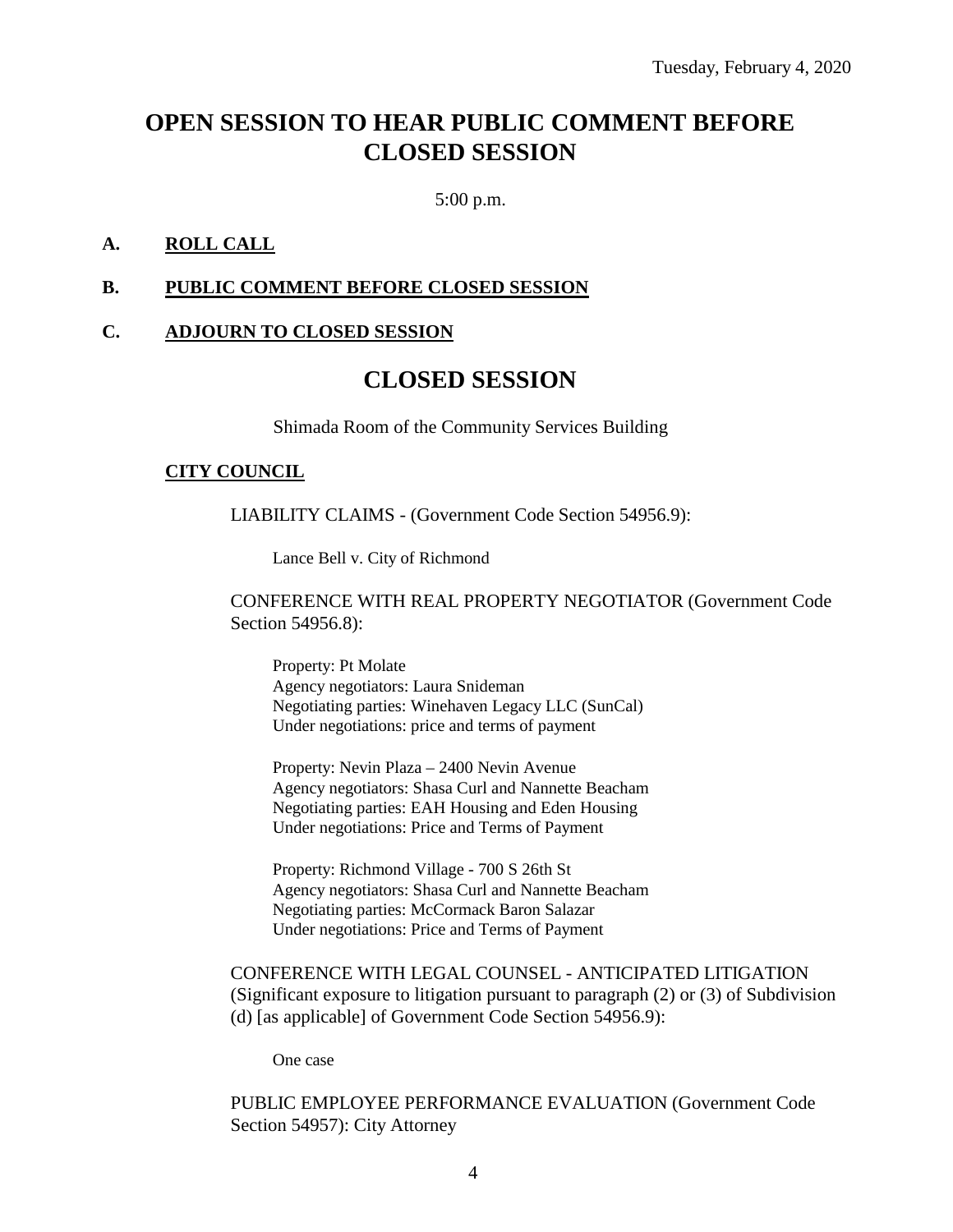Tuesday, February 4, 2020

# OPEN SESSION TO HEAR PUBLIC COMMENT BEFORE CLOSED SESSION

5:00 p.m.

**A. ROLL CALL**

**B. PUBLIC COMMENT BEFORE CLOSED SESSION**

**C. ADJOURN TO CLOSED SESSION**

# CLOSED SESSION

Shimada Room of the Community Services Building

**CITY COUNCIL**

LIABILITY CLAIMS - (Government Code Section 54956.9):

Lance Bell v. City of Richmond

CONFERENCE WITH REAL PROPERTY NEGOTIATOR (Government Code Section 54956.8):

Property: Pt Molate
Agency negotiators: Laura Snideman
Negotiating parties: Winehaven Legacy LLC (SunCal)
Under negotiations: price and terms of payment

Property: Nevin Plaza – 2400 Nevin Avenue
Agency negotiators: Shasa Curl and Nannette Beacham
Negotiating parties: EAH Housing and Eden Housing
Under negotiations: Price and Terms of Payment

Property: Richmond Village - 700 S 26th St
Agency negotiators: Shasa Curl and Nannette Beacham
Negotiating parties: McCormack Baron Salazar
Under negotiations: Price and Terms of Payment

CONFERENCE WITH LEGAL COUNSEL - ANTICIPATED LITIGATION (Significant exposure to litigation pursuant to paragraph (2) or (3) of Subdivision (d) [as applicable] of Government Code Section 54956.9):

One case

PUBLIC EMPLOYEE PERFORMANCE EVALUATION (Government Code Section 54957): City Attorney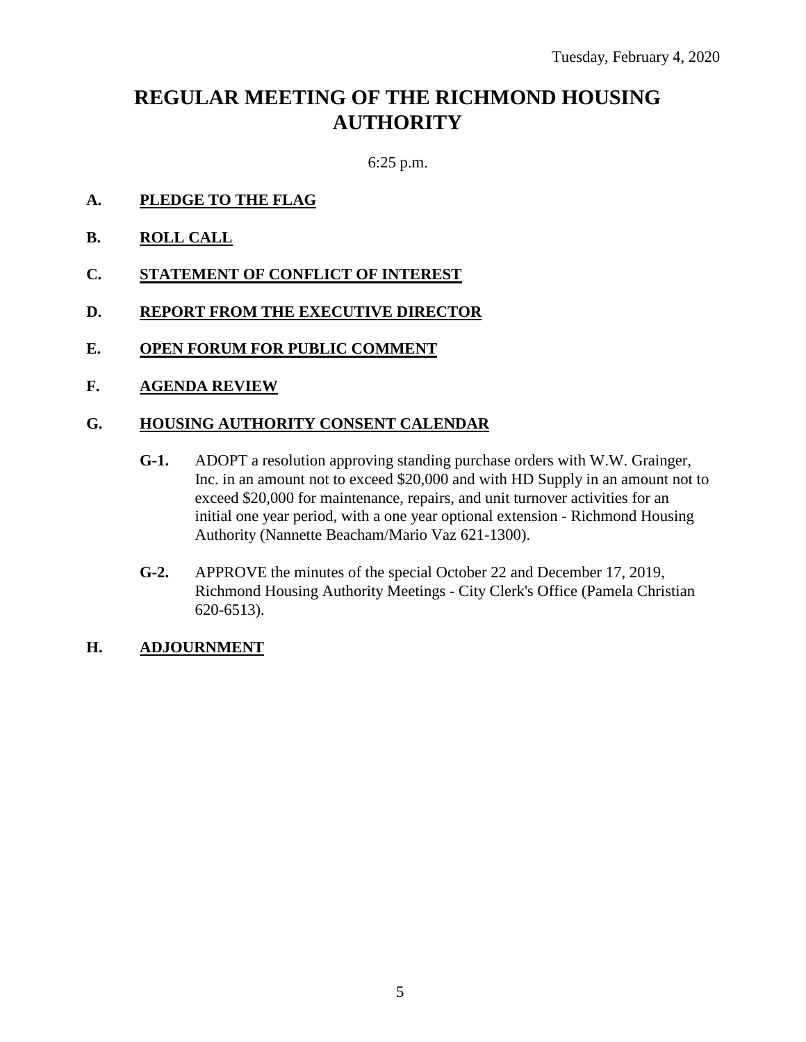Tuesday, February 4, 2020

# REGULAR MEETING OF THE RICHMOND HOUSING AUTHORITY

6:25 p.m.

**A. PLEDGE TO THE FLAG**

**B. ROLL CALL**

**C. STATEMENT OF CONFLICT OF INTEREST**

**D. REPORT FROM THE EXECUTIVE DIRECTOR**

**E. OPEN FORUM FOR PUBLIC COMMENT**

**F. AGENDA REVIEW**

**G. HOUSING AUTHORITY CONSENT CALENDAR**

**G-1.** ADOPT a resolution approving standing purchase orders with W.W. Grainger, Inc. in an amount not to exceed $20,000 and with HD Supply in an amount not to exceed $20,000 for maintenance, repairs, and unit turnover activities for an initial one year period, with a one year optional extension - Richmond Housing Authority (Nannette Beacham/Mario Vaz 621-1300).

**G-2.** APPROVE the minutes of the special October 22 and December 17, 2019, Richmond Housing Authority Meetings - City Clerk's Office (Pamela Christian 620-6513).

**H. ADJOURNMENT**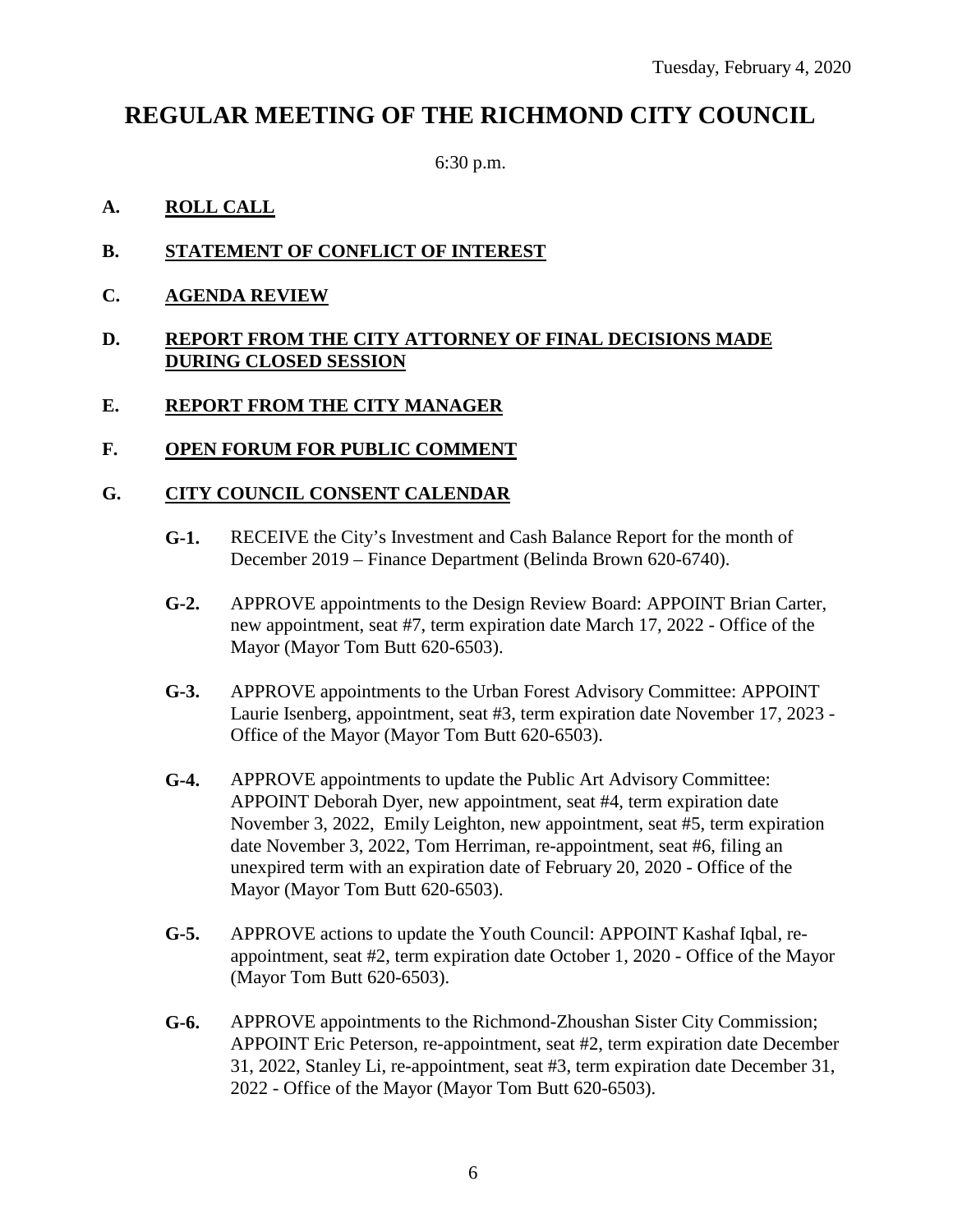Tuesday, February 4, 2020

# REGULAR MEETING OF THE RICHMOND CITY COUNCIL

6:30 p.m.

**A. ROLL CALL**

**B. STATEMENT OF CONFLICT OF INTEREST**

**C. AGENDA REVIEW**

**D. REPORT FROM THE CITY ATTORNEY OF FINAL DECISIONS MADE DURING CLOSED SESSION**

**E. REPORT FROM THE CITY MANAGER**

**F. OPEN FORUM FOR PUBLIC COMMENT**

**G. CITY COUNCIL CONSENT CALENDAR**

**G-1.** RECEIVE the City's Investment and Cash Balance Report for the month of December 2019 – Finance Department (Belinda Brown 620-6740).

**G-2.** APPROVE appointments to the Design Review Board: APPOINT Brian Carter, new appointment, seat #7, term expiration date March 17, 2022 - Office of the Mayor (Mayor Tom Butt 620-6503).

**G-3.** APPROVE appointments to the Urban Forest Advisory Committee: APPOINT Laurie Isenberg, appointment, seat #3, term expiration date November 17, 2023 - Office of the Mayor (Mayor Tom Butt 620-6503).

**G-4.** APPROVE appointments to update the Public Art Advisory Committee: APPOINT Deborah Dyer, new appointment, seat #4, term expiration date November 3, 2022, Emily Leighton, new appointment, seat #5, term expiration date November 3, 2022, Tom Herriman, re-appointment, seat #6, filing an unexpired term with an expiration date of February 20, 2020 - Office of the Mayor (Mayor Tom Butt 620-6503).

**G-5.** APPROVE actions to update the Youth Council: APPOINT Kashaf Iqbal, re-appointment, seat #2, term expiration date October 1, 2020 - Office of the Mayor (Mayor Tom Butt 620-6503).

**G-6.** APPROVE appointments to the Richmond-Zhoushan Sister City Commission; APPOINT Eric Peterson, re-appointment, seat #2, term expiration date December 31, 2022, Stanley Li, re-appointment, seat #3, term expiration date December 31, 2022 - Office of the Mayor (Mayor Tom Butt 620-6503).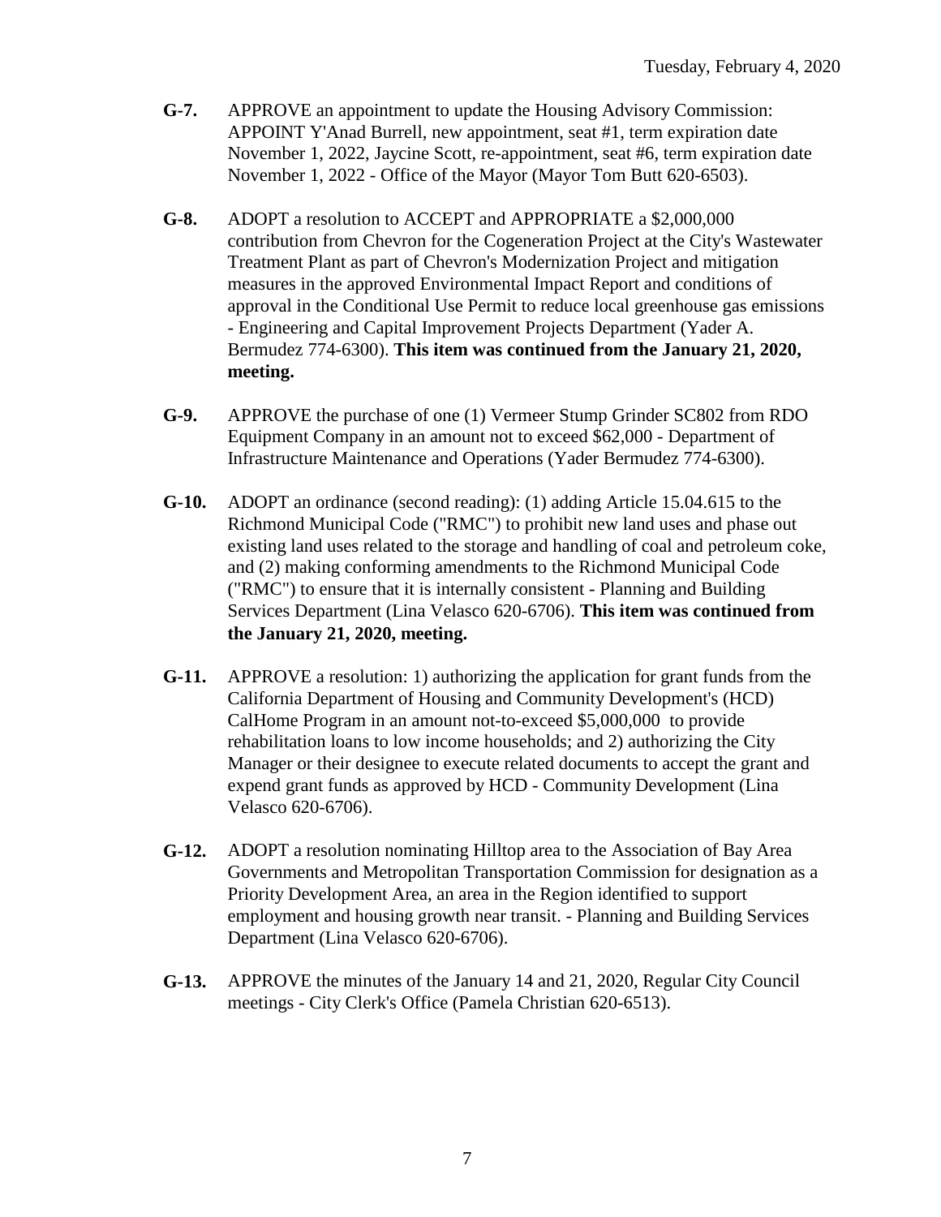**G-7.** APPROVE an appointment to update the Housing Advisory Commission: APPOINT Y'Anad Burrell, new appointment, seat #1, term expiration date November 1, 2022, Jaycine Scott, re-appointment, seat #6, term expiration date November 1, 2022 - Office of the Mayor (Mayor Tom Butt 620-6503).

**G-8.** ADOPT a resolution to ACCEPT and APPROPRIATE a $2,000,000 contribution from Chevron for the Cogeneration Project at the City's Wastewater Treatment Plant as part of Chevron's Modernization Project and mitigation measures in the approved Environmental Impact Report and conditions of approval in the Conditional Use Permit to reduce local greenhouse gas emissions - Engineering and Capital Improvement Projects Department (Yader A. Bermudez 774-6300). **This item was continued from the January 21, 2020, meeting.**

**G-9.** APPROVE the purchase of one (1) Vermeer Stump Grinder SC802 from RDO Equipment Company in an amount not to exceed $62,000 - Department of Infrastructure Maintenance and Operations (Yader Bermudez 774-6300).

**G-10.** ADOPT an ordinance (second reading): (1) adding Article 15.04.615 to the Richmond Municipal Code ("RMC") to prohibit new land uses and phase out existing land uses related to the storage and handling of coal and petroleum coke, and (2) making conforming amendments to the Richmond Municipal Code ("RMC") to ensure that it is internally consistent - Planning and Building Services Department (Lina Velasco 620-6706). **This item was continued from the January 21, 2020, meeting.**

**G-11.** APPROVE a resolution: 1) authorizing the application for grant funds from the California Department of Housing and Community Development's (HCD) CalHome Program in an amount not-to-exceed $5,000,000 to provide rehabilitation loans to low income households; and 2) authorizing the City Manager or their designee to execute related documents to accept the grant and expend grant funds as approved by HCD - Community Development (Lina Velasco 620-6706).

**G-12.** ADOPT a resolution nominating Hilltop area to the Association of Bay Area Governments and Metropolitan Transportation Commission for designation as a Priority Development Area, an area in the Region identified to support employment and housing growth near transit. - Planning and Building Services Department (Lina Velasco 620-6706).

**G-13.** APPROVE the minutes of the January 14 and 21, 2020, Regular City Council meetings - City Clerk's Office (Pamela Christian 620-6513).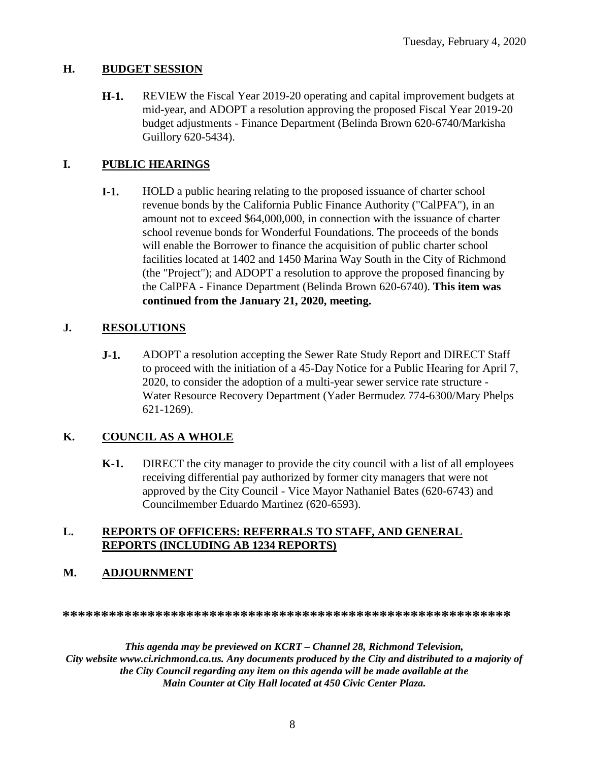Tuesday, February 4, 2020

## H. BUDGET SESSION

**H-1.** REVIEW the Fiscal Year 2019-20 operating and capital improvement budgets at mid-year, and ADOPT a resolution approving the proposed Fiscal Year 2019-20 budget adjustments - Finance Department (Belinda Brown 620-6740/Markisha Guillory 620-5434).

## I. PUBLIC HEARINGS

**I-1.** HOLD a public hearing relating to the proposed issuance of charter school revenue bonds by the California Public Finance Authority ("CalPFA"), in an amount not to exceed $64,000,000, in connection with the issuance of charter school revenue bonds for Wonderful Foundations. The proceeds of the bonds will enable the Borrower to finance the acquisition of public charter school facilities located at 1402 and 1450 Marina Way South in the City of Richmond (the "Project"); and ADOPT a resolution to approve the proposed financing by the CalPFA - Finance Department (Belinda Brown 620-6740). **This item was continued from the January 21, 2020, meeting.**

## J. RESOLUTIONS

**J-1.** ADOPT a resolution accepting the Sewer Rate Study Report and DIRECT Staff to proceed with the initiation of a 45-Day Notice for a Public Hearing for April 7, 2020, to consider the adoption of a multi-year sewer service rate structure - Water Resource Recovery Department (Yader Bermudez 774-6300/Mary Phelps 621-1269).

## K. COUNCIL AS A WHOLE

**K-1.** DIRECT the city manager to provide the city council with a list of all employees receiving differential pay authorized by former city managers that were not approved by the City Council - Vice Mayor Nathaniel Bates (620-6743) and Councilmember Eduardo Martinez (620-6593).

## L. REPORTS OF OFFICERS: REFERRALS TO STAFF, AND GENERAL REPORTS (INCLUDING AB 1234 REPORTS)

## M. ADJOURNMENT

**********************************************************

***This agenda may be previewed on KCRT – Channel 28, Richmond Television, City website www.ci.richmond.ca.us. Any documents produced by the City and distributed to a majority of the City Council regarding any item on this agenda will be made available at the Main Counter at City Hall located at 450 Civic Center Plaza.***